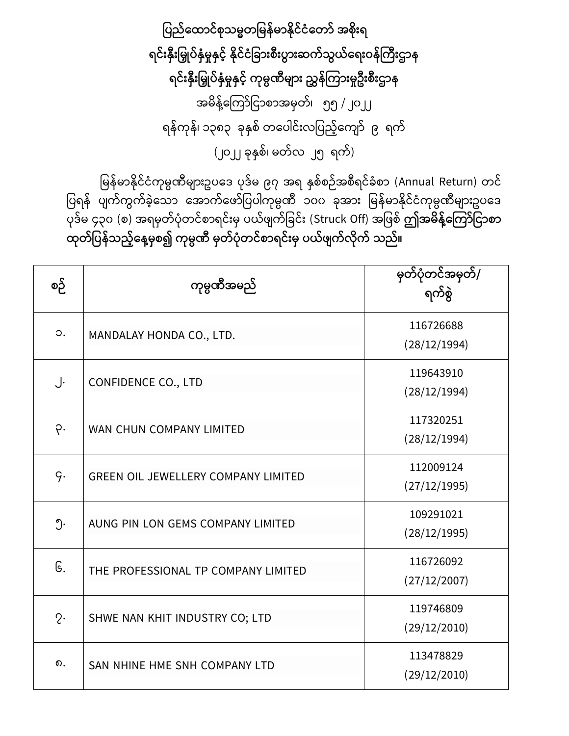**ပြည်ထောင်စုသမ္မတမြန်မာနိုင်ငံတော် အစိုးရ**

**ရင်းနှီးမြှုပ်နှံမှုနှင့် နိုင်ငံခြားစီးပွားဆက်သွယ်ရေးဝန်ကြီးဌာန**

**ရင်းနှီးမြှုပ်နှံမှုနှင့် ကုမ္ပဏီများ ညွှန်ကြားမှုဦးစီးဌာန**

အမိန့်ကြော်ငြာစာအမှတ်၊ ၅၅ / ၂၀၂၂

ရန်ကုန်၊ ၁၃၈၃ ခုနှစ် တပေါင်းလပြည့်ကျော် ၉ ရက်

(၂၀၂၂ ခုနှစ်၊ မတ်လ ၂၅ ရက်)

မြန်မာနိုင်ငံကုမ္ပဏီများဥပဒေ ပုဒ်မ ၉၇ အရ နှစ်စဉ်အစီရင်ခံစာ (Annual Return) တင်ပြရန် ပျက်ကွက်ခဲ့သော အောက်ဖော်ပြပါကုမ္ပဏီ ၁၀၀ ခုအား မြန်မာနိုင်ငံကုမ္ပဏီများဥပဒေ ပုဒ်မ ၄၃၀ (စ) အရမှတ်ပုံတင်စာရင်းမှ ပယ်ဖျက်ခြင်း (Struck Off) အဖြစ် **ဤအမိန့်ကြော်ငြာစာ ထုတ်ပြန်သည့်နေ့မှစ၍ ကုမ္ပဏီ မှတ်ပုံတင်စာရင်းမှ ပယ်ဖျက်လိုက် သည်။**

| စဉ် | ကုမ္ပဏီအမည် | မှတ်ပုံတင်အမှတ်/ ရက်စွဲ |
|---|---|---|
| ၁. | MANDALAY HONDA CO., LTD. | 116726688 (28/12/1994) |
| ၂. | CONFIDENCE CO., LTD | 119643910 (28/12/1994) |
| ၃. | WAN CHUN COMPANY LIMITED | 117320251 (28/12/1994) |
| ၄. | GREEN OIL JEWELLERY COMPANY LIMITED | 112009124 (27/12/1995) |
| ၅. | AUNG PIN LON GEMS COMPANY LIMITED | 109291021 (28/12/1995) |
| ၆. | THE PROFESSIONAL TP COMPANY LIMITED | 116726092 (27/12/2007) |
| ၇. | SHWE NAN KHIT INDUSTRY CO; LTD | 119746809 (29/12/2010) |
| ၈. | SAN NHINE HME SNH COMPANY LTD | 113478829 (29/12/2010) |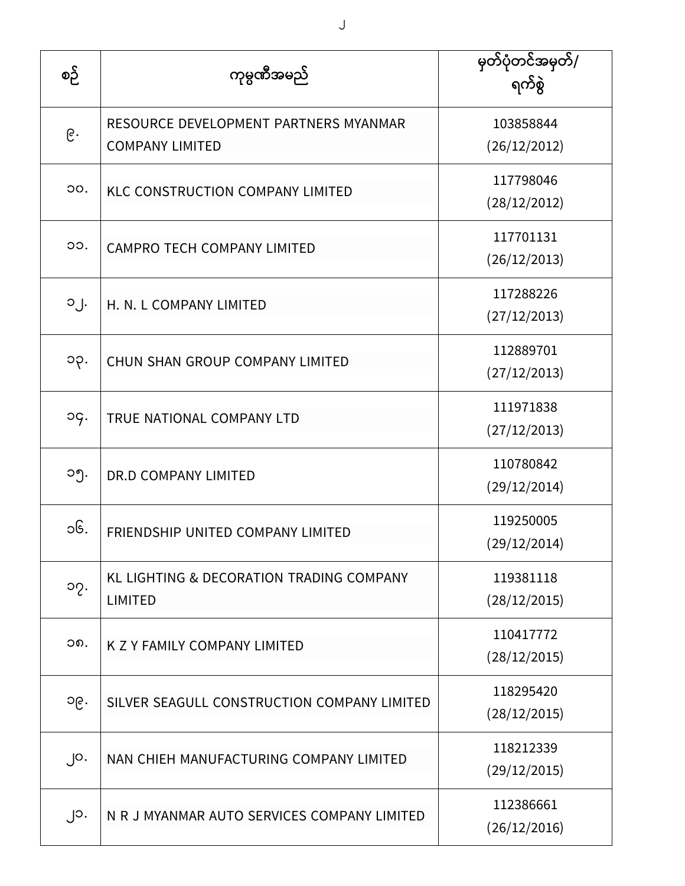| စဉ် | ကုမ္ပဏီအမည် | မှတ်ပုံတင်အမှတ်/ ရက်စွဲ |
|---|---|---|
| ၉. | RESOURCE DEVELOPMENT PARTNERS MYANMAR COMPANY LIMITED | 103858844 (26/12/2012) |
| ၁၀. | KLC CONSTRUCTION COMPANY LIMITED | 117798046 (28/12/2012) |
| ၁၁. | CAMPRO TECH COMPANY LIMITED | 117701131 (26/12/2013) |
| ၁၂. | H. N. L COMPANY LIMITED | 117288226 (27/12/2013) |
| ၁၃. | CHUN SHAN GROUP COMPANY LIMITED | 112889701 (27/12/2013) |
| ၁၄. | TRUE NATIONAL COMPANY LTD | 111971838 (27/12/2013) |
| ၁၅. | DR.D COMPANY LIMITED | 110780842 (29/12/2014) |
| ၁၆. | FRIENDSHIP UNITED COMPANY LIMITED | 119250005 (29/12/2014) |
| ၁၇. | KL LIGHTING & DECORATION TRADING COMPANY LIMITED | 119381118 (28/12/2015) |
| ၁၈. | K Z Y FAMILY COMPANY LIMITED | 110417772 (28/12/2015) |
| ၁၉. | SILVER SEAGULL CONSTRUCTION COMPANY LIMITED | 118295420 (28/12/2015) |
| ၂၀. | NAN CHIEH MANUFACTURING COMPANY LIMITED | 118212339 (29/12/2015) |
| ၂၁. | N R J MYANMAR AUTO SERVICES COMPANY LIMITED | 112386661 (26/12/2016) |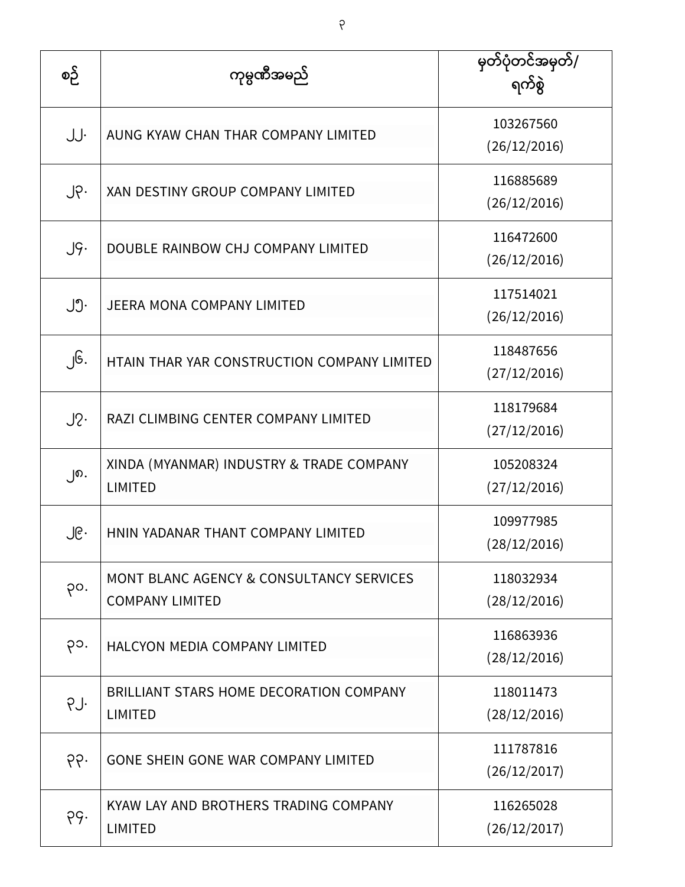| စဉ် | ကုမ္ပဏီအမည် | မှတ်ပုံတင်အမှတ်/ ရက်စွဲ |
| --- | --- | --- |
| ၂၂. | AUNG KYAW CHAN THAR COMPANY LIMITED | 103267560 (26/12/2016) |
| ၂၃. | XAN DESTINY GROUP COMPANY LIMITED | 116885689 (26/12/2016) |
| ၂၄. | DOUBLE RAINBOW CHJ COMPANY LIMITED | 116472600 (26/12/2016) |
| ၂၅. | JEERA MONA COMPANY LIMITED | 117514021 (26/12/2016) |
| ၂၆. | HTAIN THAR YAR CONSTRUCTION COMPANY LIMITED | 118487656 (27/12/2016) |
| ၂၇. | RAZI CLIMBING CENTER COMPANY LIMITED | 118179684 (27/12/2016) |
| ၂၈. | XINDA (MYANMAR) INDUSTRY & TRADE COMPANY LIMITED | 105208324 (27/12/2016) |
| ၂၉. | HNIN YADANAR THANT COMPANY LIMITED | 109977985 (28/12/2016) |
| ၃၀. | MONT BLANC AGENCY & CONSULTANCY SERVICES COMPANY LIMITED | 118032934 (28/12/2016) |
| ၃၁. | HALCYON MEDIA COMPANY LIMITED | 116863936 (28/12/2016) |
| ၃၂. | BRILLIANT STARS HOME DECORATION COMPANY LIMITED | 118011473 (28/12/2016) |
| ၃၃. | GONE SHEIN GONE WAR COMPANY LIMITED | 111787816 (26/12/2017) |
| ၃၄. | KYAW LAY AND BROTHERS TRADING COMPANY LIMITED | 116265028 (26/12/2017) |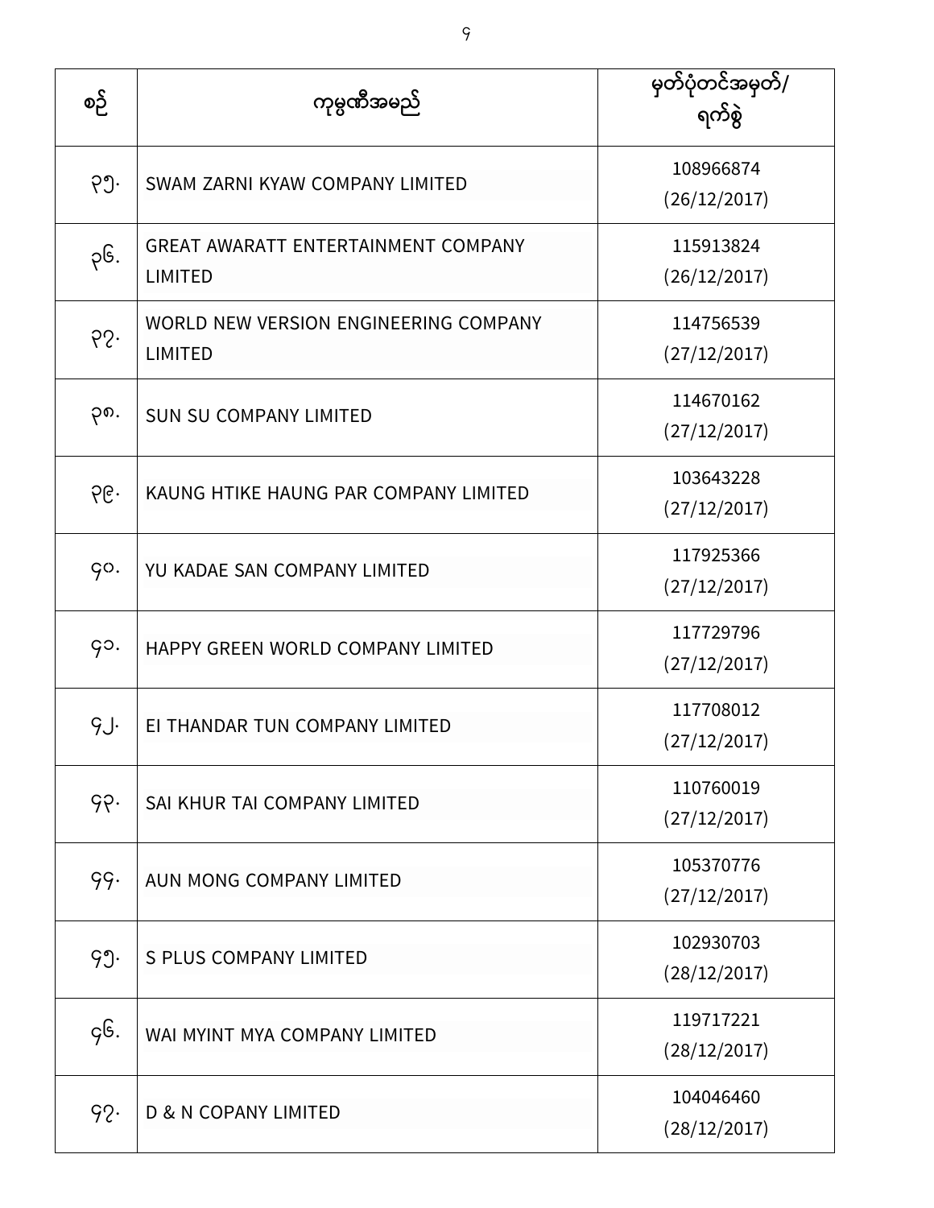| စဉ် | ကုမ္ပဏီအမည် | မှတ်ပုံတင်အမှတ်/ ရက်စွဲ |
|---|---|---|
| ၃၅. | SWAM ZARNI KYAW COMPANY LIMITED | 108966874 (26/12/2017) |
| ၃၆. | GREAT AWARATT ENTERTAINMENT COMPANY LIMITED | 115913824 (26/12/2017) |
| ၃၇. | WORLD NEW VERSION ENGINEERING COMPANY LIMITED | 114756539 (27/12/2017) |
| ၃၈. | SUN SU COMPANY LIMITED | 114670162 (27/12/2017) |
| ၃၉. | KAUNG HTIKE HAUNG PAR COMPANY LIMITED | 103643228 (27/12/2017) |
| ၄၀. | YU KADAE SAN COMPANY LIMITED | 117925366 (27/12/2017) |
| ၄၁. | HAPPY GREEN WORLD COMPANY LIMITED | 117729796 (27/12/2017) |
| ၄၂. | EI THANDAR TUN COMPANY LIMITED | 117708012 (27/12/2017) |
| ၄၃. | SAI KHUR TAI COMPANY LIMITED | 110760019 (27/12/2017) |
| ၄၄. | AUN MONG COMPANY LIMITED | 105370776 (27/12/2017) |
| ၄၅. | S PLUS COMPANY LIMITED | 102930703 (28/12/2017) |
| ၄၆. | WAI MYINT MYA COMPANY LIMITED | 119717221 (28/12/2017) |
| ၄၇. | D & N COPANY LIMITED | 104046460 (28/12/2017) |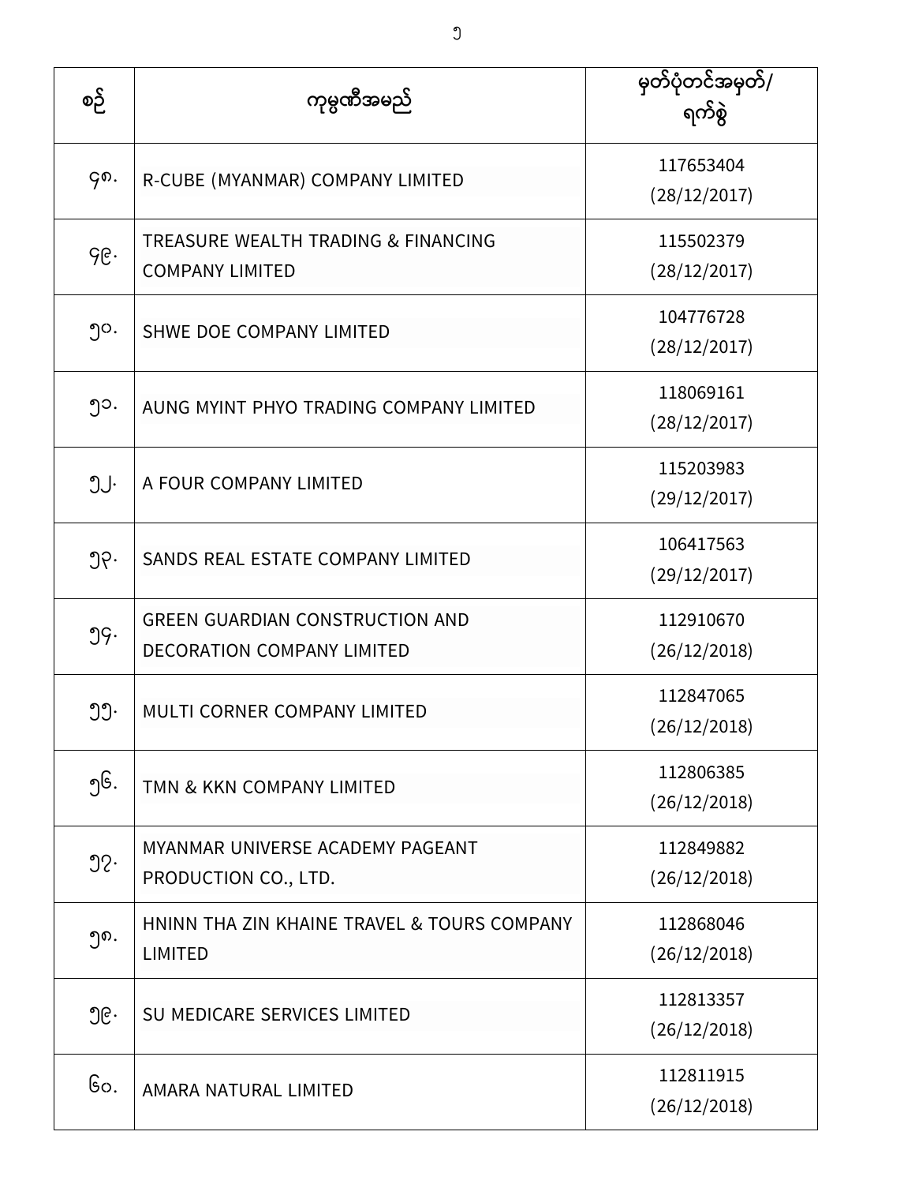| စဉ် | ကုမ္ပဏီအမည် | မှတ်ပုံတင်အမှတ်/ ရက်စွဲ |
| --- | --- | --- |
| ၄၈. | R-CUBE (MYANMAR) COMPANY LIMITED | 117653404 (28/12/2017) |
| ၄၉. | TREASURE WEALTH TRADING & FINANCING COMPANY LIMITED | 115502379 (28/12/2017) |
| ၅၀. | SHWE DOE COMPANY LIMITED | 104776728 (28/12/2017) |
| ၅၁. | AUNG MYINT PHYO TRADING COMPANY LIMITED | 118069161 (28/12/2017) |
| ၅၂. | A FOUR COMPANY LIMITED | 115203983 (29/12/2017) |
| ၅၃. | SANDS REAL ESTATE COMPANY LIMITED | 106417563 (29/12/2017) |
| ၅၄. | GREEN GUARDIAN CONSTRUCTION AND DECORATION COMPANY LIMITED | 112910670 (26/12/2018) |
| ၅၅. | MULTI CORNER COMPANY LIMITED | 112847065 (26/12/2018) |
| ၅၆. | TMN & KKN COMPANY LIMITED | 112806385 (26/12/2018) |
| ၅၇. | MYANMAR UNIVERSE ACADEMY PAGEANT PRODUCTION CO., LTD. | 112849882 (26/12/2018) |
| ၅၈. | HNINN THA ZIN KHAINE TRAVEL & TOURS COMPANY LIMITED | 112868046 (26/12/2018) |
| ၅၉. | SU MEDICARE SERVICES LIMITED | 112813357 (26/12/2018) |
| ၆၀. | AMARA NATURAL LIMITED | 112811915 (26/12/2018) |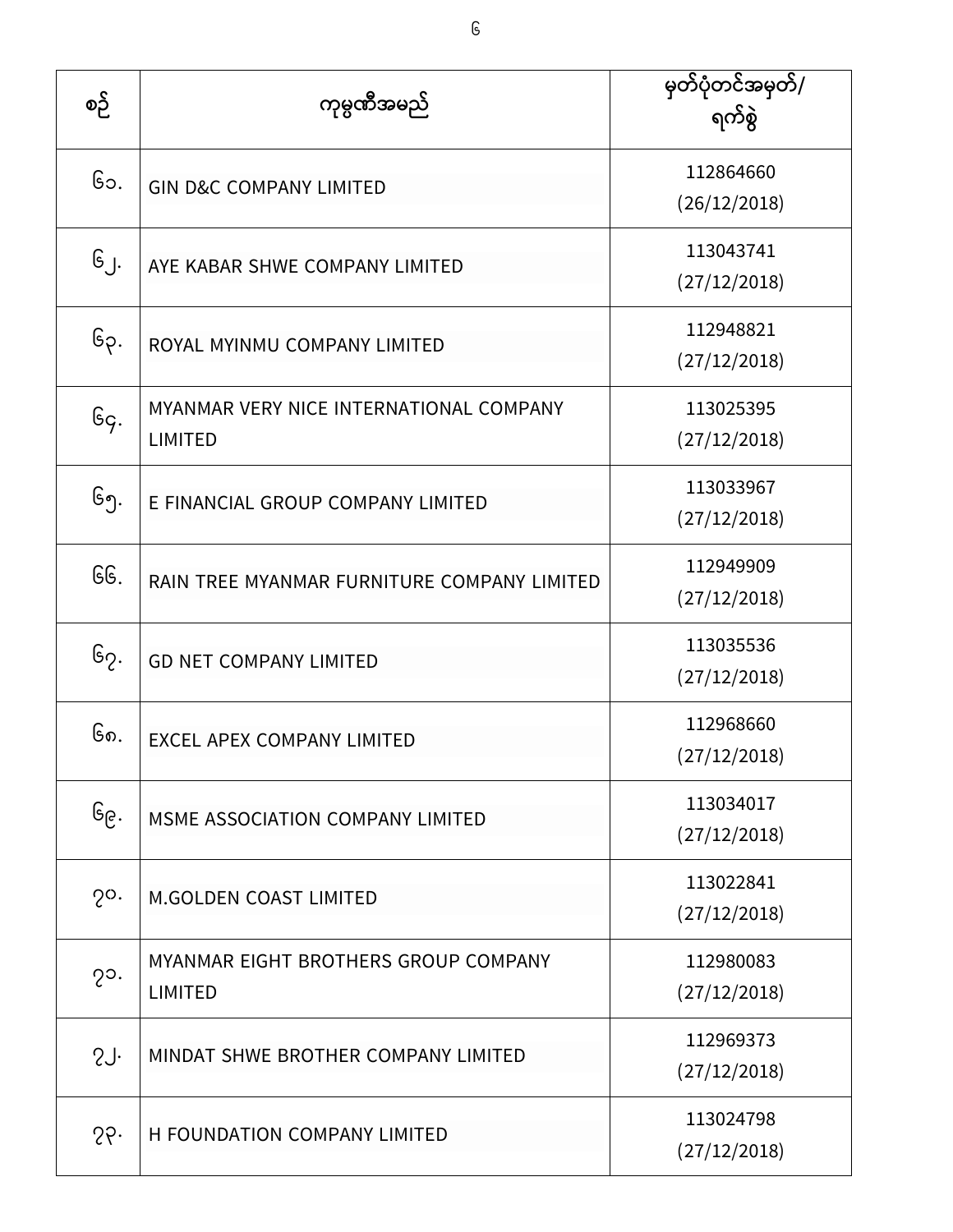| စဉ် | ကုမ္ပဏီအမည် | မှတ်ပုံတင်အမှတ်/ ရက်စွဲ |
|---|---|---|
| ၆၁. | GIN D&C COMPANY LIMITED | 112864660 (26/12/2018) |
| ၆၂. | AYE KABAR SHWE COMPANY LIMITED | 113043741 (27/12/2018) |
| ၆၃. | ROYAL MYINMU COMPANY LIMITED | 112948821 (27/12/2018) |
| ၆၄. | MYANMAR VERY NICE INTERNATIONAL COMPANY LIMITED | 113025395 (27/12/2018) |
| ၆၅. | E FINANCIAL GROUP COMPANY LIMITED | 113033967 (27/12/2018) |
| ၆၆. | RAIN TREE MYANMAR FURNITURE COMPANY LIMITED | 112949909 (27/12/2018) |
| ၆၇. | GD NET COMPANY LIMITED | 113035536 (27/12/2018) |
| ၆၈. | EXCEL APEX COMPANY LIMITED | 112968660 (27/12/2018) |
| ၆၉. | MSME ASSOCIATION COMPANY LIMITED | 113034017 (27/12/2018) |
| ၇၀. | M.GOLDEN COAST LIMITED | 113022841 (27/12/2018) |
| ၇၁. | MYANMAR EIGHT BROTHERS GROUP COMPANY LIMITED | 112980083 (27/12/2018) |
| ၇၂. | MINDAT SHWE BROTHER COMPANY LIMITED | 112969373 (27/12/2018) |
| ၇၃. | H FOUNDATION COMPANY LIMITED | 113024798 (27/12/2018) |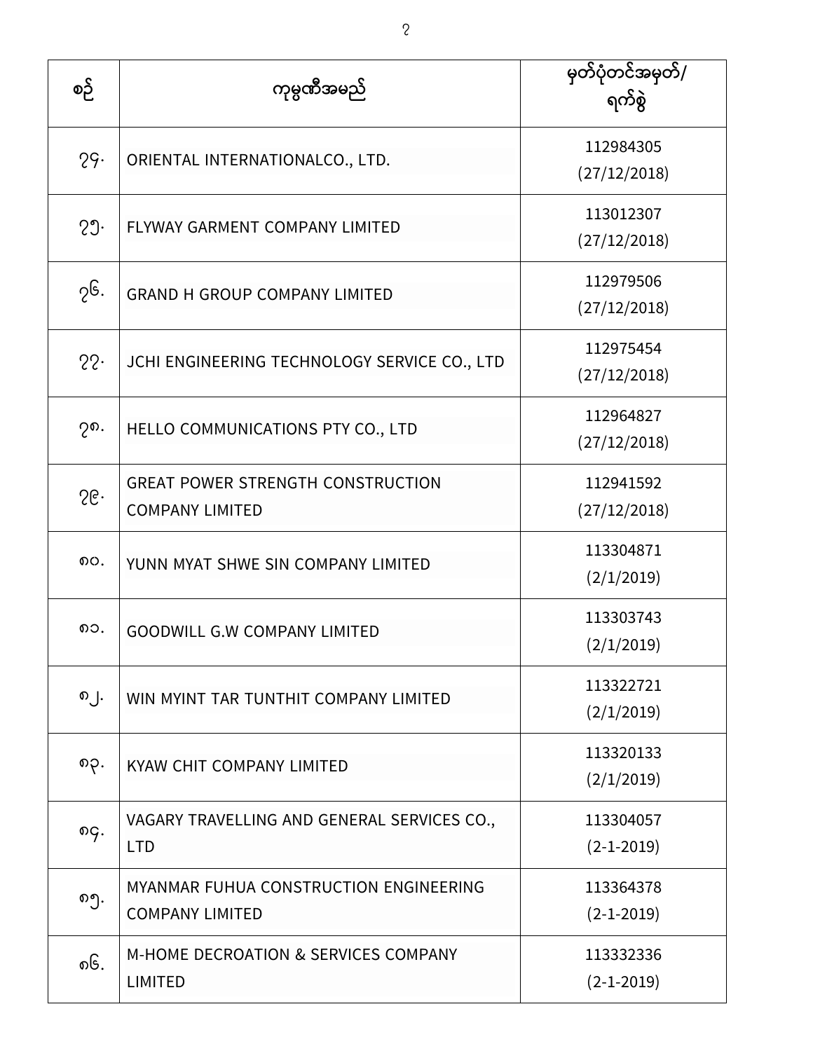| စဉ် | ကုမ္ပဏီအမည် | မှတ်ပုံတင်အမှတ်/ ရက်စွဲ |
| --- | --- | --- |
| ၇၄. | ORIENTAL INTERNATIONALCO., LTD. | 112984305 (27/12/2018) |
| ၇၅. | FLYWAY GARMENT COMPANY LIMITED | 113012307 (27/12/2018) |
| ၇၆. | GRAND H GROUP COMPANY LIMITED | 112979506 (27/12/2018) |
| ၇၇. | JCHI ENGINEERING TECHNOLOGY SERVICE CO., LTD | 112975454 (27/12/2018) |
| ၇၈. | HELLO COMMUNICATIONS PTY CO., LTD | 112964827 (27/12/2018) |
| ၇၉. | GREAT POWER STRENGTH CONSTRUCTION COMPANY LIMITED | 112941592 (27/12/2018) |
| ၈၀. | YUNN MYAT SHWE SIN COMPANY LIMITED | 113304871 (2/1/2019) |
| ၈၁. | GOODWILL G.W COMPANY LIMITED | 113303743 (2/1/2019) |
| ၈၂. | WIN MYINT TAR TUNTHIT COMPANY LIMITED | 113322721 (2/1/2019) |
| ၈၃. | KYAW CHIT COMPANY LIMITED | 113320133 (2/1/2019) |
| ၈၄. | VAGARY TRAVELLING AND GENERAL SERVICES CO., LTD | 113304057 (2-1-2019) |
| ၈၅. | MYANMAR FUHUA CONSTRUCTION ENGINEERING COMPANY LIMITED | 113364378 (2-1-2019) |
| ၈၆. | M-HOME DECROATION & SERVICES COMPANY LIMITED | 113332336 (2-1-2019) |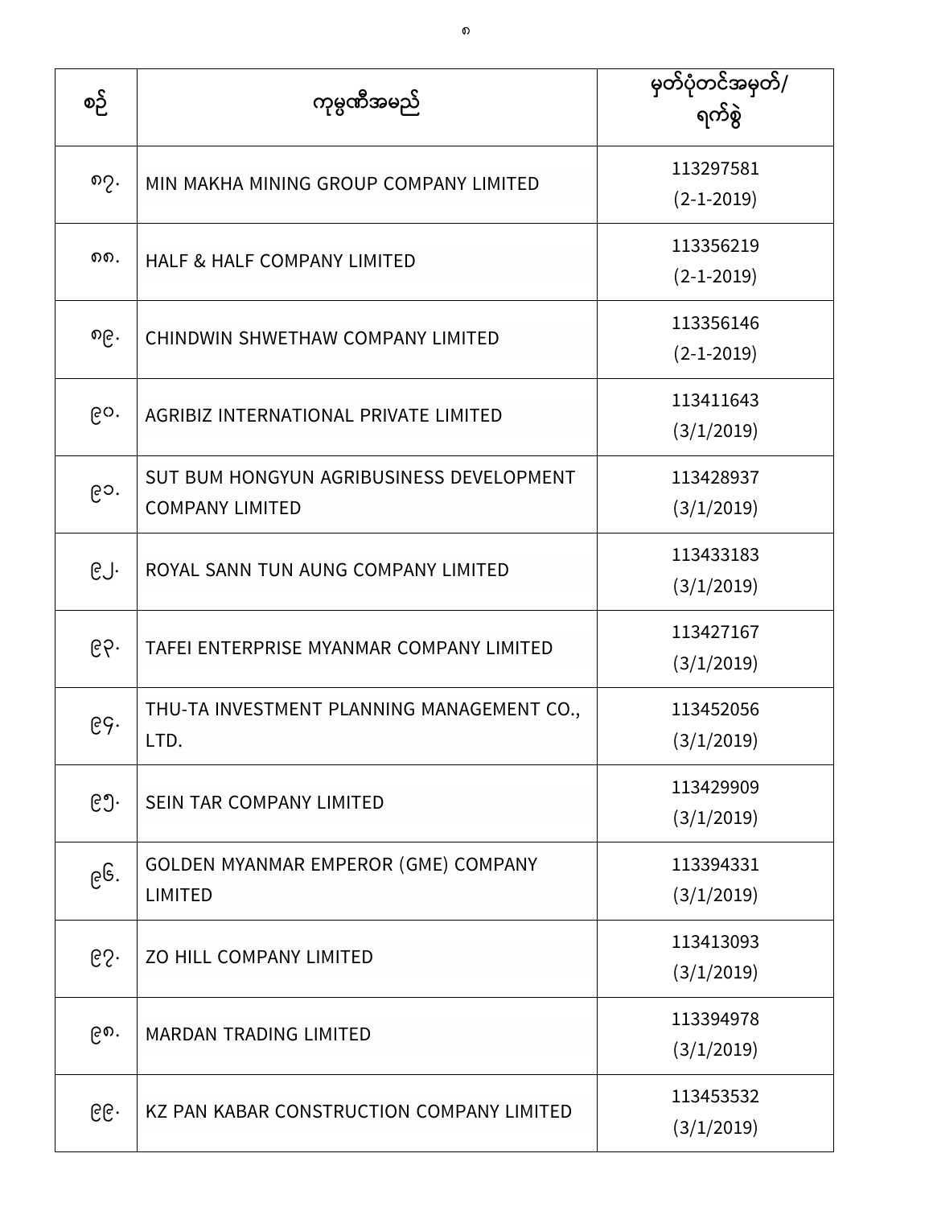| စဉ် | ကုမ္ပဏီအမည် | မှတ်ပုံတင်အမှတ်/ ရက်စွဲ |
|---|---|---|
| ၈၇. | MIN MAKHA MINING GROUP COMPANY LIMITED | 113297581 (2-1-2019) |
| ၈၈. | HALF & HALF COMPANY LIMITED | 113356219 (2-1-2019) |
| ၈၉. | CHINDWIN SHWETHAW COMPANY LIMITED | 113356146 (2-1-2019) |
| ၉၀. | AGRIBIZ INTERNATIONAL PRIVATE LIMITED | 113411643 (3/1/2019) |
| ၉၁. | SUT BUM HONGYUN AGRIBUSINESS DEVELOPMENT COMPANY LIMITED | 113428937 (3/1/2019) |
| ၉၂. | ROYAL SANN TUN AUNG COMPANY LIMITED | 113433183 (3/1/2019) |
| ၉၃. | TAFEI ENTERPRISE MYANMAR COMPANY LIMITED | 113427167 (3/1/2019) |
| ၉၄. | THU-TA INVESTMENT PLANNING MANAGEMENT CO., LTD. | 113452056 (3/1/2019) |
| ၉၅. | SEIN TAR COMPANY LIMITED | 113429909 (3/1/2019) |
| ၉၆. | GOLDEN MYANMAR EMPEROR (GME) COMPANY LIMITED | 113394331 (3/1/2019) |
| ၉၇. | ZO HILL COMPANY LIMITED | 113413093 (3/1/2019) |
| ၉၈. | MARDAN TRADING LIMITED | 113394978 (3/1/2019) |
| ၉၉. | KZ PAN KABAR CONSTRUCTION COMPANY LIMITED | 113453532 (3/1/2019) |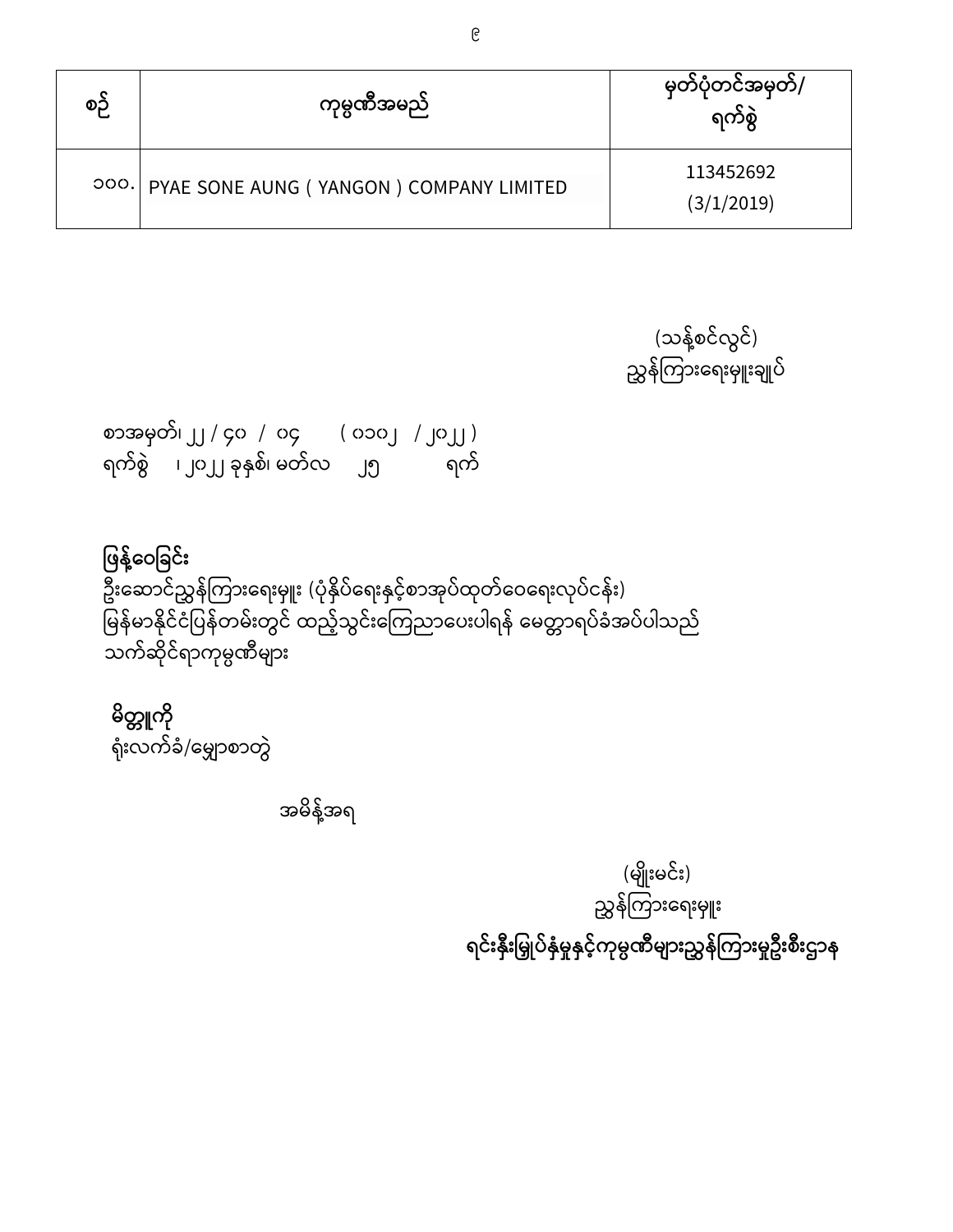| စဉ် | ကုမ္ပဏီအမည် | မှတ်ပုံတင်အမှတ်/ ရက်စွဲ |
|---|---|---|
| ၁၀၀. | PYAE SONE AUNG ( YANGON ) COMPANY LIMITED | 113452692 (3/1/2019) |

(သန့်စင်လွင်)
ညွှန်ကြားရေးမှူးချုပ်

စာအမှတ်၊ ၂၂ / ၄၀ / ၀၄ ( ၀၁၀၂ / ၂၀၂၂ )
ရက်စွဲ ၊ ၂၀၂၂ ခုနှစ်၊ မတ်လ ၂၅ ရက်

**ဖြန့်ဝေခြင်း**
ဦးဆောင်ညွှန်ကြားရေးမှူး (ပုံနှိပ်ရေးနှင့်စာအုပ်ထုတ်ဝေရေးလုပ်ငန်း)
မြန်မာနိုင်ငံပြန်တမ်းတွင် ထည့်သွင်းကြေညာပေးပါရန် မေတ္တာရပ်ခံအပ်ပါသည်
သက်ဆိုင်ရာကုမ္ပဏီများ

**မိတ္တူကို**
ရုံးလက်ခံ/မျှောစာတွဲ

အမိန့်အရ

(မျိုးမင်း)
ညွှန်ကြားရေးမှူး
**ရင်းနှီးမြှုပ်နှံမှုနှင့်ကုမ္ပဏီများညွှန်ကြားမှုဦးစီးဌာန**